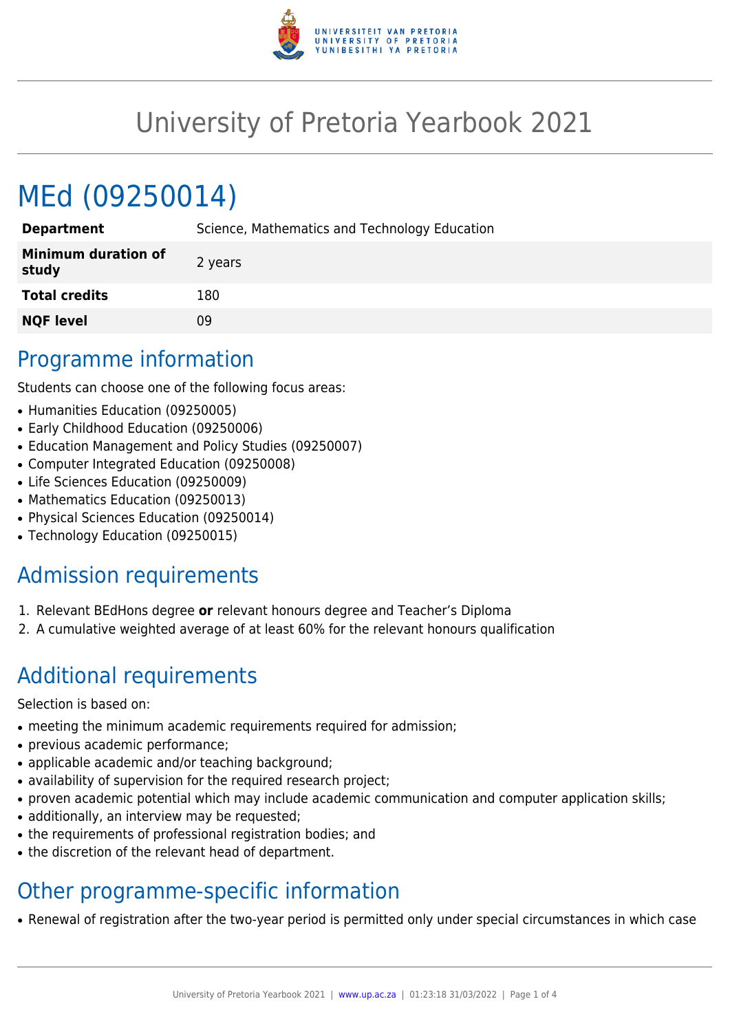# University of Pretoria Yearbook 2021

# MEd (09250014)

| | |
|---|---|
| **Department** | Science, Mathematics and Technology Education |
| **Minimum duration of study** | 2 years |
| **Total credits** | 180 |
| **NQF level** | 09 |

## Programme information

Students can choose one of the following focus areas:

- Humanities Education (09250005)
- Early Childhood Education (09250006)
- Education Management and Policy Studies (09250007)
- Computer Integrated Education (09250008)
- Life Sciences Education (09250009)
- Mathematics Education (09250013)
- Physical Sciences Education (09250014)
- Technology Education (09250015)

## Admission requirements

1. Relevant BEdHons degree **or** relevant honours degree and Teacher's Diploma
2. A cumulative weighted average of at least 60% for the relevant honours qualification

## Additional requirements

Selection is based on:

- meeting the minimum academic requirements required for admission;
- previous academic performance;
- applicable academic and/or teaching background;
- availability of supervision for the required research project;
- proven academic potential which may include academic communication and computer application skills;
- additionally, an interview may be requested;
- the requirements of professional registration bodies; and
- the discretion of the relevant head of department.

## Other programme-specific information

- Renewal of registration after the two-year period is permitted only under special circumstances in which case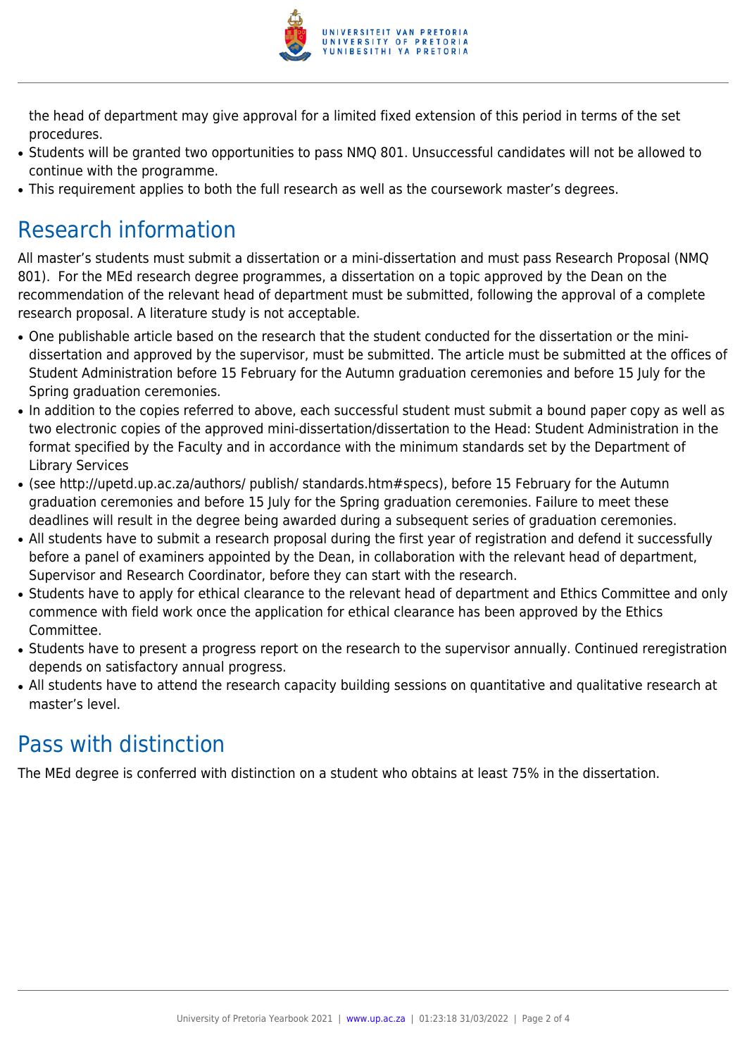the head of department may give approval for a limited fixed extension of this period in terms of the set procedures.

- Students will be granted two opportunities to pass NMQ 801. Unsuccessful candidates will not be allowed to continue with the programme.
- This requirement applies to both the full research as well as the coursework master's degrees.

## Research information

All master's students must submit a dissertation or a mini-dissertation and must pass Research Proposal (NMQ 801). For the MEd research degree programmes, a dissertation on a topic approved by the Dean on the recommendation of the relevant head of department must be submitted, following the approval of a complete research proposal. A literature study is not acceptable.

- One publishable article based on the research that the student conducted for the dissertation or the mini-dissertation and approved by the supervisor, must be submitted. The article must be submitted at the offices of Student Administration before 15 February for the Autumn graduation ceremonies and before 15 July for the Spring graduation ceremonies.
- In addition to the copies referred to above, each successful student must submit a bound paper copy as well as two electronic copies of the approved mini-dissertation/dissertation to the Head: Student Administration in the format specified by the Faculty and in accordance with the minimum standards set by the Department of Library Services
- (see http://upetd.up.ac.za/authors/ publish/ standards.htm#specs), before 15 February for the Autumn graduation ceremonies and before 15 July for the Spring graduation ceremonies. Failure to meet these deadlines will result in the degree being awarded during a subsequent series of graduation ceremonies.
- All students have to submit a research proposal during the first year of registration and defend it successfully before a panel of examiners appointed by the Dean, in collaboration with the relevant head of department, Supervisor and Research Coordinator, before they can start with the research.
- Students have to apply for ethical clearance to the relevant head of department and Ethics Committee and only commence with field work once the application for ethical clearance has been approved by the Ethics Committee.
- Students have to present a progress report on the research to the supervisor annually. Continued reregistration depends on satisfactory annual progress.
- All students have to attend the research capacity building sessions on quantitative and qualitative research at master's level.

## Pass with distinction

The MEd degree is conferred with distinction on a student who obtains at least 75% in the dissertation.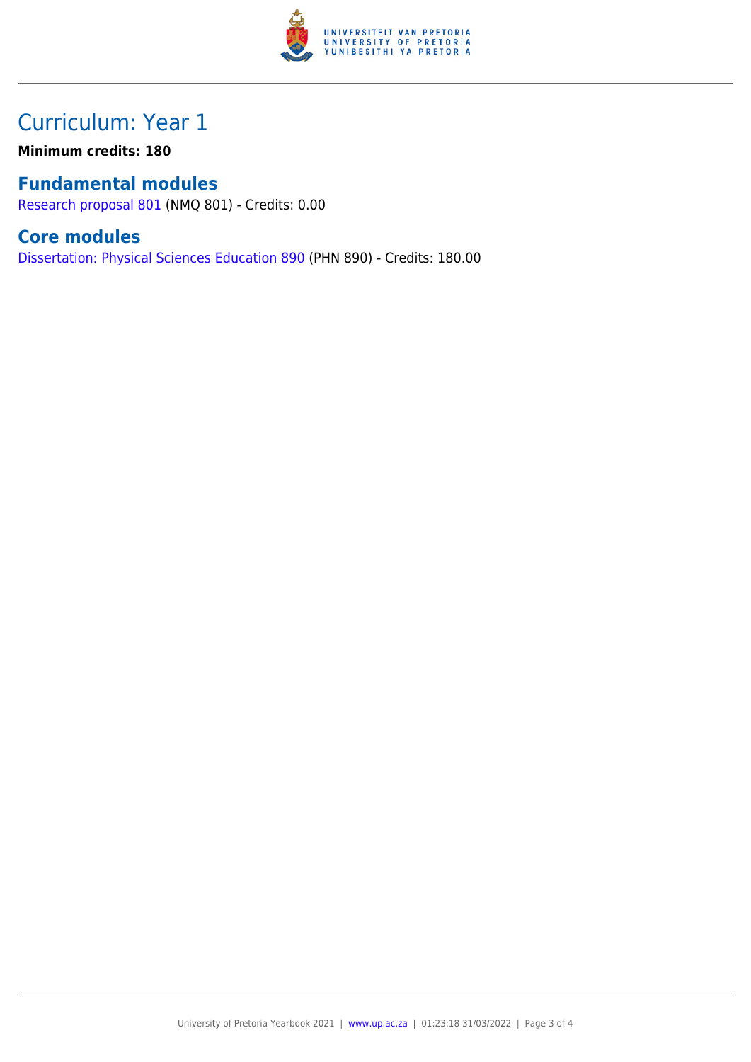# Curriculum: Year 1

**Minimum credits: 180**

## Fundamental modules

Research proposal 801 (NMQ 801) - Credits: 0.00

## Core modules

Dissertation: Physical Sciences Education 890 (PHN 890) - Credits: 180.00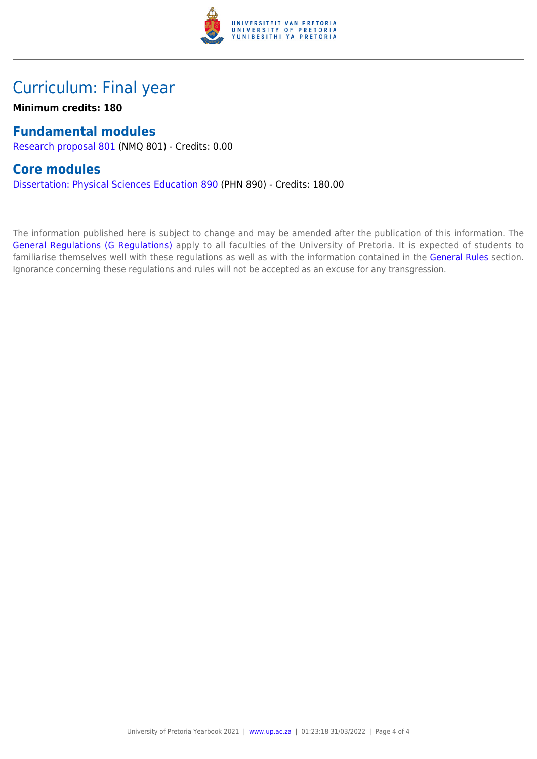# Curriculum: Final year

**Minimum credits: 180**

## Fundamental modules

Research proposal 801 (NMQ 801) - Credits: 0.00

## Core modules

Dissertation: Physical Sciences Education 890 (PHN 890) - Credits: 180.00

The information published here is subject to change and may be amended after the publication of this information. The General Regulations (G Regulations) apply to all faculties of the University of Pretoria. It is expected of students to familiarise themselves well with these regulations as well as with the information contained in the General Rules section. Ignorance concerning these regulations and rules will not be accepted as an excuse for any transgression.